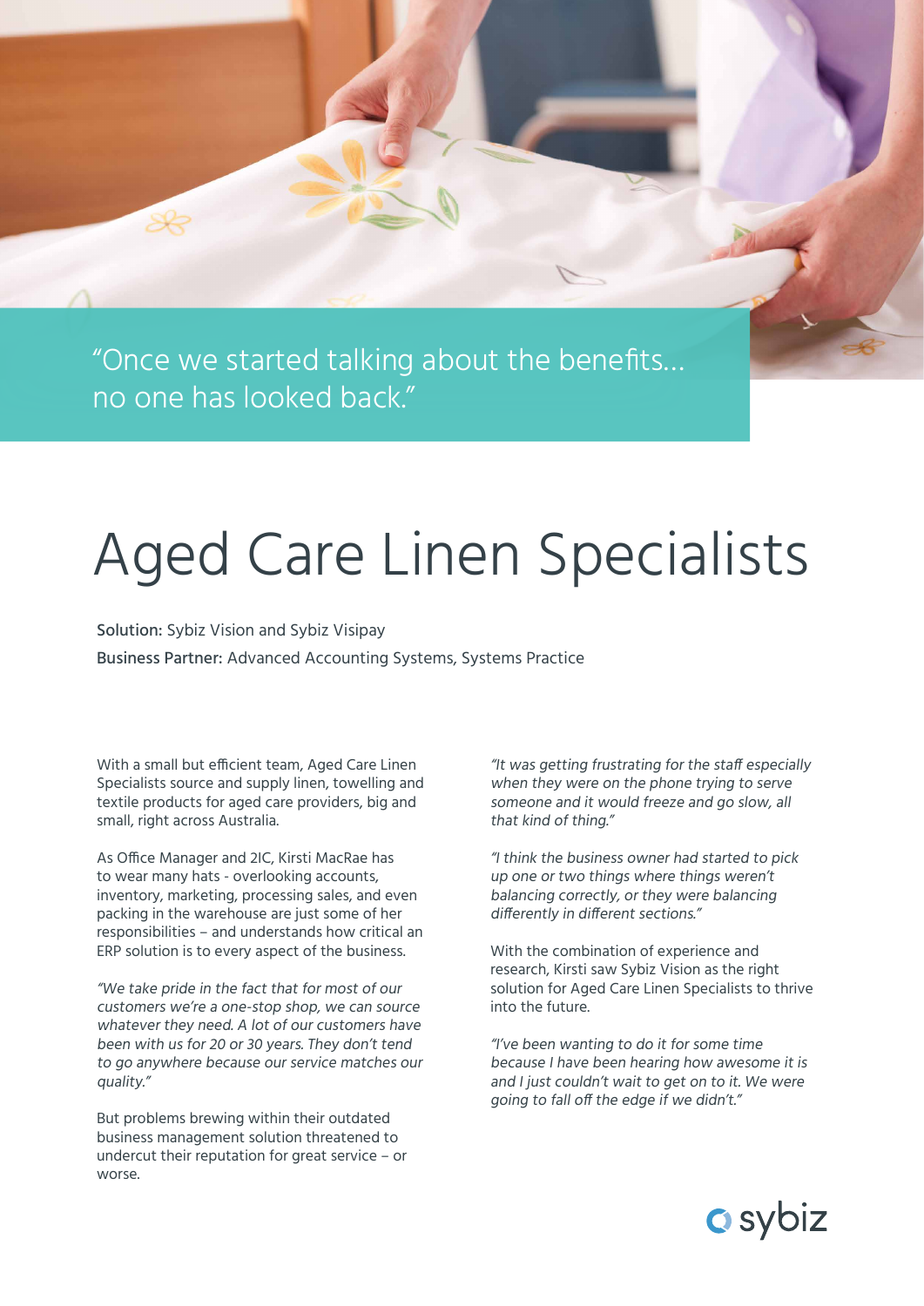"Once we started talking about the benefits... no one has looked back."

# Aged Care Linen Specialists

**Solution:** Sybiz Vision and Sybiz Visipay

**Business Partner:** Advanced Accounting Systems, Systems Practice

With a small but efficient team, Aged Care Linen Specialists source and supply linen, towelling and textile products for aged care providers, big and small, right across Australia.

As Office Manager and 2IC, Kirsti MacRae has to wear many hats - overlooking accounts, inventory, marketing, processing sales, and even packing in the warehouse are just some of her responsibilities – and understands how critical an ERP solution is to every aspect of the business.

*"We take pride in the fact that for most of our customers we're a one-stop shop, we can source whatever they need. A lot of our customers have been with us for 20 or 30 years. They don't tend to go anywhere because our service matches our quality."*

But problems brewing within their outdated business management solution threatened to undercut their reputation for great service – or worse.

*"It was getting frustrating for the staff especially when they were on the phone trying to serve someone and it would freeze and go slow, all that kind of thing."*

*"I think the business owner had started to pick up one or two things where things weren't balancing correctly, or they were balancing differently in different sections."*

With the combination of experience and research, Kirsti saw Sybiz Vision as the right solution for Aged Care Linen Specialists to thrive into the future.

*"I've been wanting to do it for some time because I have been hearing how awesome it is and I just couldn't wait to get on to it. We were going to fall off the edge if we didn't."*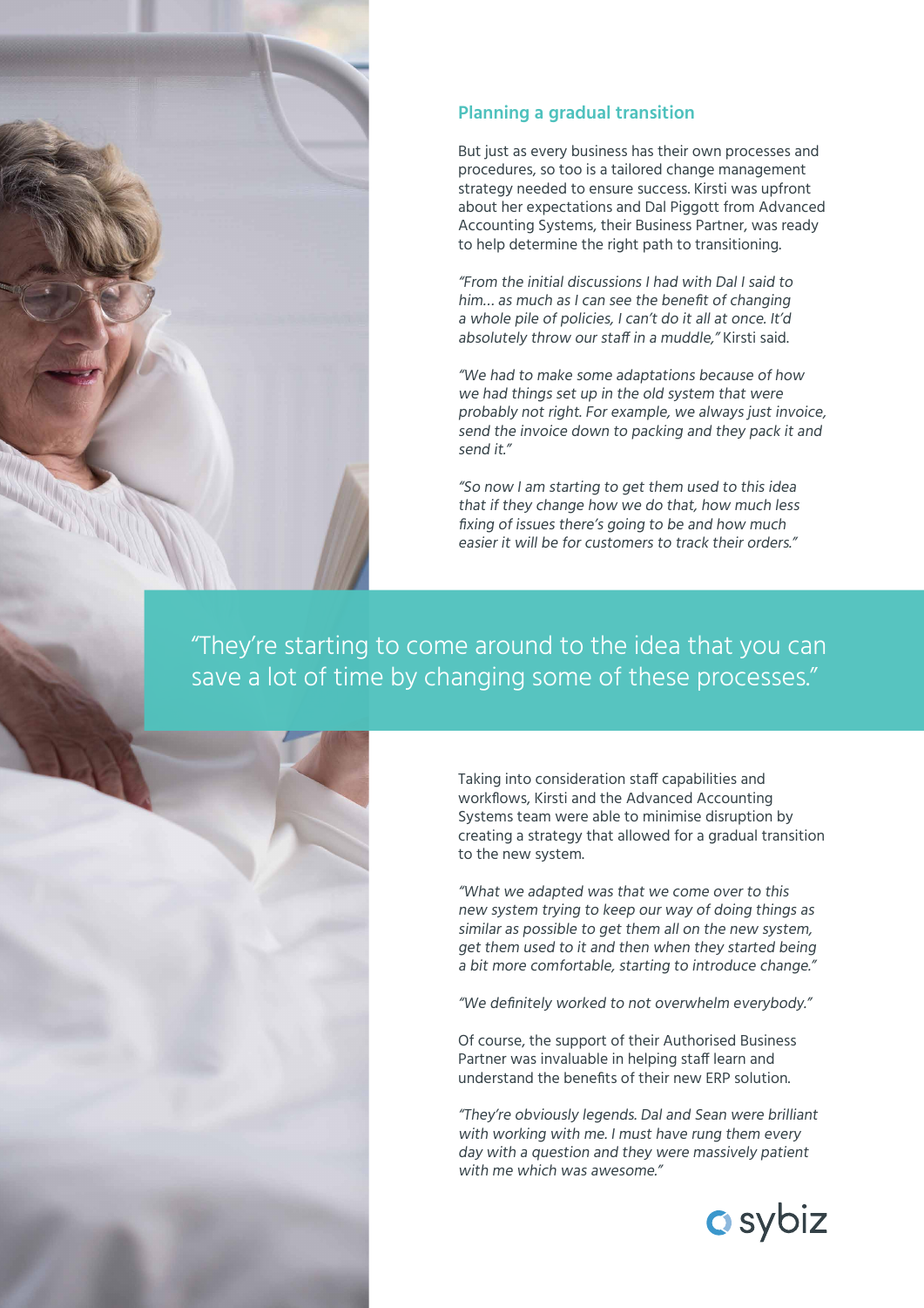## Planning a gradual transition

But just as every business has their own processes and procedures, so too is a tailored change management strategy needed to ensure success. Kirsti was upfront about her expectations and Dal Piggott from Advanced Accounting Systems, their Business Partner, was ready to help determine the right path to transitioning.

*"From the initial discussions I had with Dal I said to him… as much as I can see the benefit of changing a whole pile of policies, I can't do it all at once. It'd absolutely throw our staff in a muddle,"* Kirsti said.

*"We had to make some adaptations because of how we had things set up in the old system that were probably not right. For example, we always just invoice, send the invoice down to packing and they pack it and send it."*

*"So now I am starting to get them used to this idea that if they change how we do that, how much less fixing of issues there's going to be and how much easier it will be for customers to track their orders."*

> "They're starting to come around to the idea that you can save a lot of time by changing some of these processes."

Taking into consideration staff capabilities and workflows, Kirsti and the Advanced Accounting Systems team were able to minimise disruption by creating a strategy that allowed for a gradual transition to the new system.

*"What we adapted was that we come over to this new system trying to keep our way of doing things as similar as possible to get them all on the new system, get them used to it and then when they started being a bit more comfortable, starting to introduce change."*

*"We definitely worked to not overwhelm everybody."*

Of course, the support of their Authorised Business Partner was invaluable in helping staff learn and understand the benefits of their new ERP solution.

*"They're obviously legends. Dal and Sean were brilliant with working with me. I must have rung them every day with a question and they were massively patient with me which was awesome."*

sybiz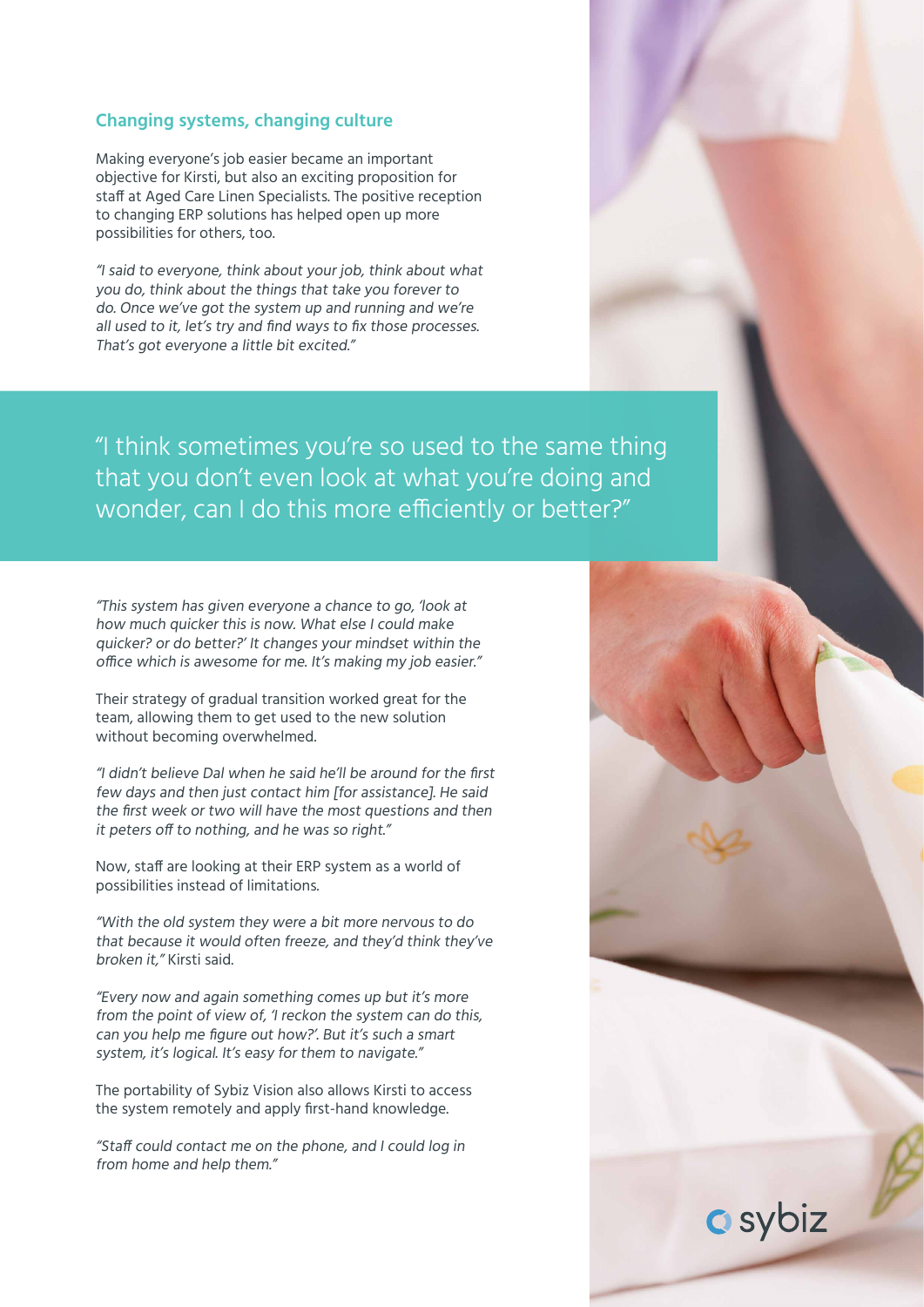## Changing systems, changing culture

Making everyone's job easier became an important objective for Kirsti, but also an exciting proposition for staff at Aged Care Linen Specialists. The positive reception to changing ERP solutions has helped open up more possibilities for others, too.

*"I said to everyone, think about your job, think about what you do, think about the things that take you forever to do. Once we've got the system up and running and we're all used to it, let's try and find ways to fix those processes. That's got everyone a little bit excited."*

> "I think sometimes you're so used to the same thing that you don't even look at what you're doing and wonder, can I do this more efficiently or better?"

*"This system has given everyone a chance to go, 'look at how much quicker this is now. What else I could make quicker? or do better?' It changes your mindset within the office which is awesome for me. It's making my job easier."*

Their strategy of gradual transition worked great for the team, allowing them to get used to the new solution without becoming overwhelmed.

*"I didn't believe Dal when he said he'll be around for the first few days and then just contact him [for assistance]. He said the first week or two will have the most questions and then it peters off to nothing, and he was so right."*

Now, staff are looking at their ERP system as a world of possibilities instead of limitations.

*"With the old system they were a bit more nervous to do that because it would often freeze, and they'd think they've broken it,"* Kirsti said.

*"Every now and again something comes up but it's more from the point of view of, 'I reckon the system can do this, can you help me figure out how?'. But it's such a smart system, it's logical. It's easy for them to navigate."*

The portability of Sybiz Vision also allows Kirsti to access the system remotely and apply first-hand knowledge.

*"Staff could contact me on the phone, and I could log in from home and help them."*

sybiz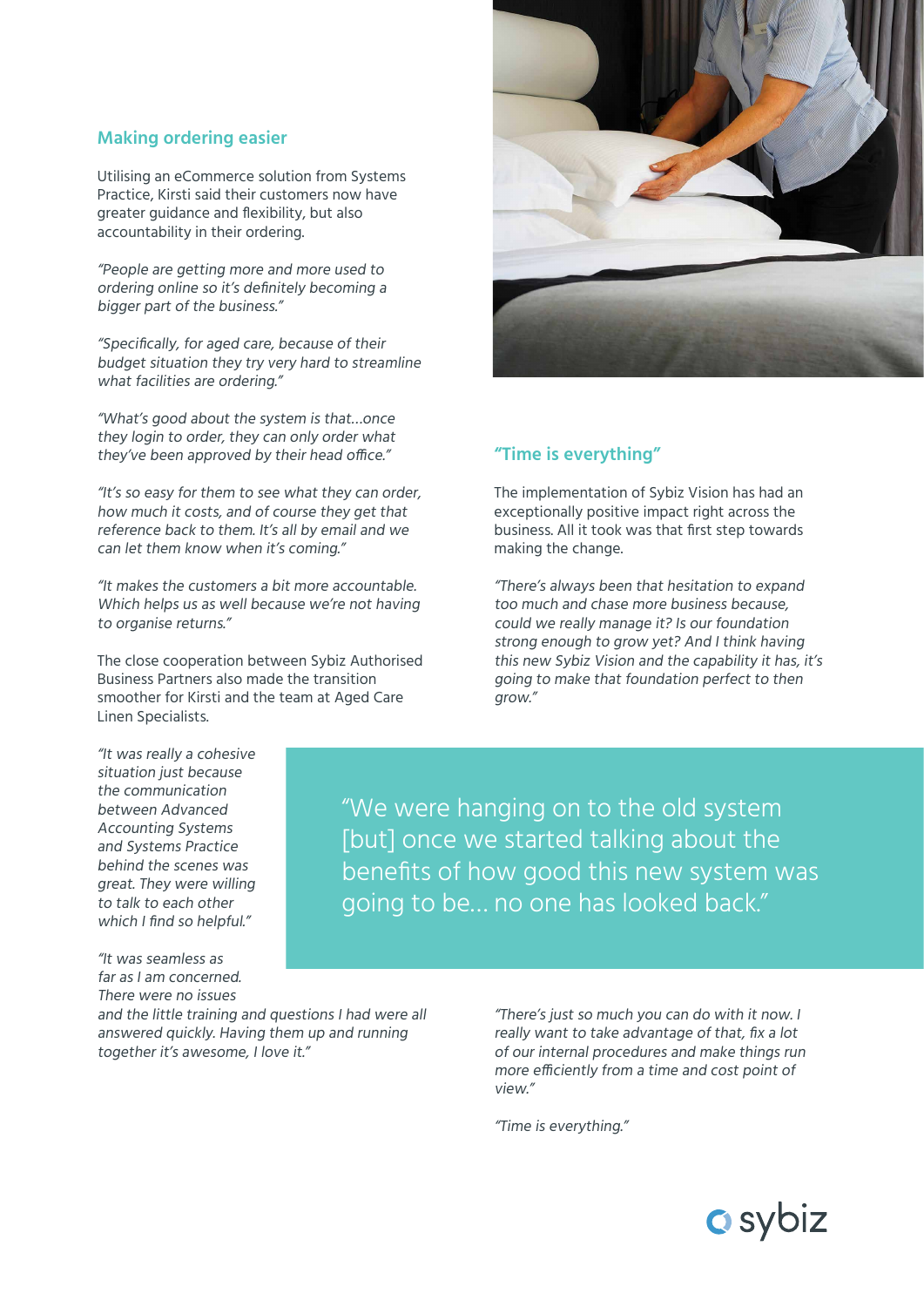## Making ordering easier

Utilising an eCommerce solution from Systems Practice, Kirsti said their customers now have greater guidance and flexibility, but also accountability in their ordering.

*"People are getting more and more used to ordering online so it's definitely becoming a bigger part of the business."*

*"Specifically, for aged care, because of their budget situation they try very hard to streamline what facilities are ordering."*

*"What's good about the system is that…once they login to order, they can only order what they've been approved by their head office."*

*"It's so easy for them to see what they can order, how much it costs, and of course they get that reference back to them. It's all by email and we can let them know when it's coming."*

*"It makes the customers a bit more accountable. Which helps us as well because we're not having to organise returns."*

The close cooperation between Sybiz Authorised Business Partners also made the transition smoother for Kirsti and the team at Aged Care Linen Specialists.

*"It was really a cohesive situation just because the communication between Advanced Accounting Systems and Systems Practice behind the scenes was great. They were willing to talk to each other which I find so helpful."*

*"It was seamless as far as I am concerned. There were no issues and the little training and questions I had were all answered quickly. Having them up and running together it's awesome, I love it."*

## "Time is everything"

The implementation of Sybiz Vision has had an exceptionally positive impact right across the business. All it took was that first step towards making the change.

*"There's always been that hesitation to expand too much and chase more business because, could we really manage it? Is our foundation strong enough to grow yet? And I think having this new Sybiz Vision and the capability it has, it's going to make that foundation perfect to then grow."*

> "We were hanging on to the old system [but] once we started talking about the benefits of how good this new system was going to be… no one has looked back."

*"There's just so much you can do with it now. I really want to take advantage of that, fix a lot of our internal procedures and make things run more efficiently from a time and cost point of view."*

*"Time is everything."*